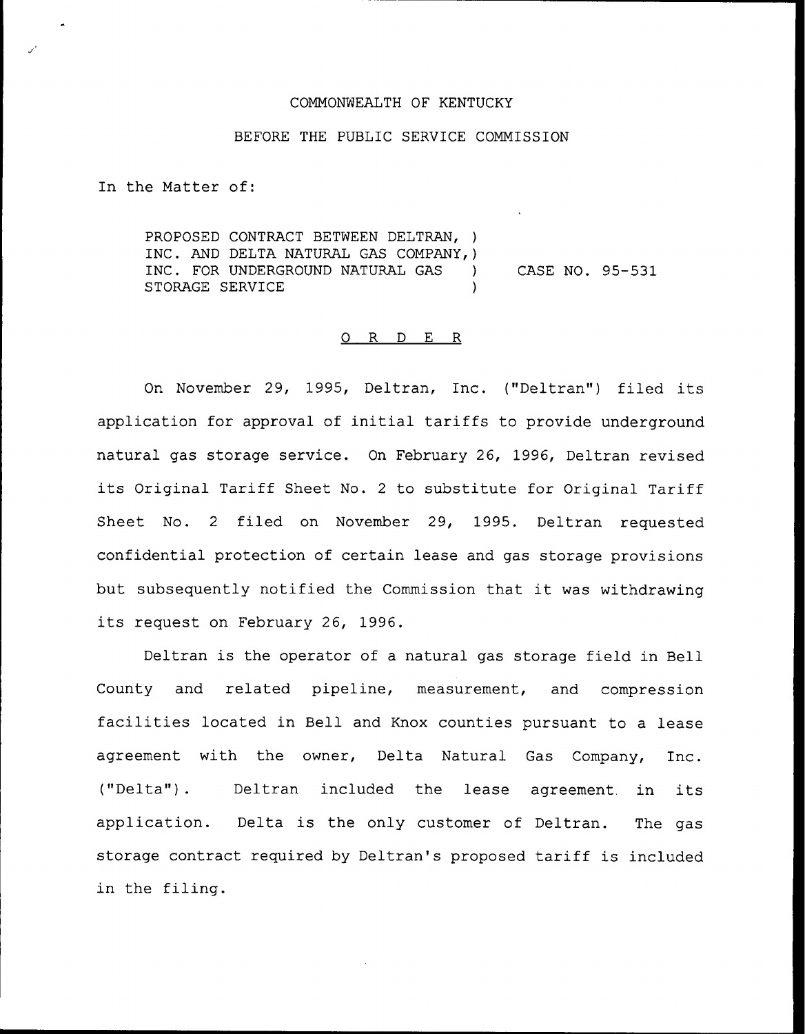COMMONWEALTH OF KENTUCKY

BEFORE THE PUBLIC SERVICE COMMISSION

In the Matter of:

| | |
|---|---|
| PROPOSED CONTRACT BETWEEN DELTRAN, INC. AND DELTA NATURAL GAS COMPANY, INC. FOR UNDERGROUND NATURAL GAS STORAGE SERVICE | CASE NO. 95-531 |

# O R D E R

On November 29, 1995, Deltran, Inc. ("Deltran") filed its application for approval of initial tariffs to provide underground natural gas storage service. On February 26, 1996, Deltran revised its Original Tariff Sheet No. 2 to substitute for Original Tariff Sheet No. 2 filed on November 29, 1995. Deltran requested confidential protection of certain lease and gas storage provisions but subsequently notified the Commission that it was withdrawing its request on February 26, 1996.

Deltran is the operator of a natural gas storage field in Bell County and related pipeline, measurement, and compression facilities located in Bell and Knox counties pursuant to a lease agreement with the owner, Delta Natural Gas Company, Inc. ("Delta"). Deltran included the lease agreement in its application. Delta is the only customer of Deltran. The gas storage contract required by Deltran's proposed tariff is included in the filing.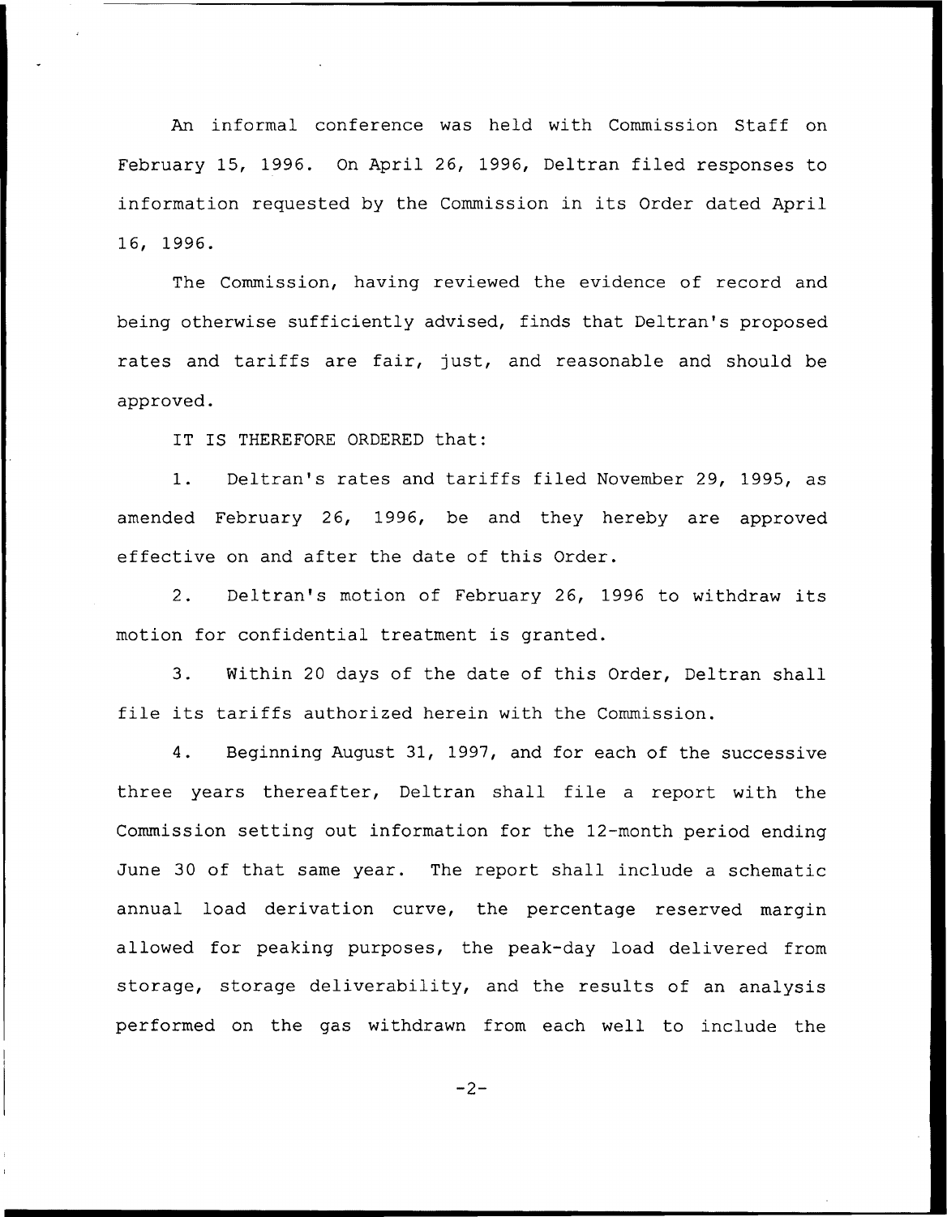An informal conference was held with Commission Staff on February 15, 1996. On April 26, 1996, Deltran filed responses to information requested by the Commission in its Order dated April 16, 1996.

The Commission, having reviewed the evidence of record and being otherwise sufficiently advised, finds that Deltran's proposed rates and tariffs are fair, just, and reasonable and should be approved.

IT IS THEREFORE ORDERED that:

1. Deltran's rates and tariffs filed November 29, 1995, as amended February 26, 1996, be and they hereby are approved effective on and after the date of this Order.

2. Deltran's motion of February 26, 1996 to withdraw its motion for confidential treatment is granted.

3. Within 20 days of the date of this Order, Deltran shall file its tariffs authorized herein with the Commission.

4. Beginning August 31, 1997, and for each of the successive three years thereafter, Deltran shall file a report with the Commission setting out information for the 12-month period ending June 30 of that same year. The report shall include a schematic annual load derivation curve, the percentage reserved margin allowed for peaking purposes, the peak-day load delivered from storage, storage deliverability, and the results of an analysis performed on the gas withdrawn from each well to include the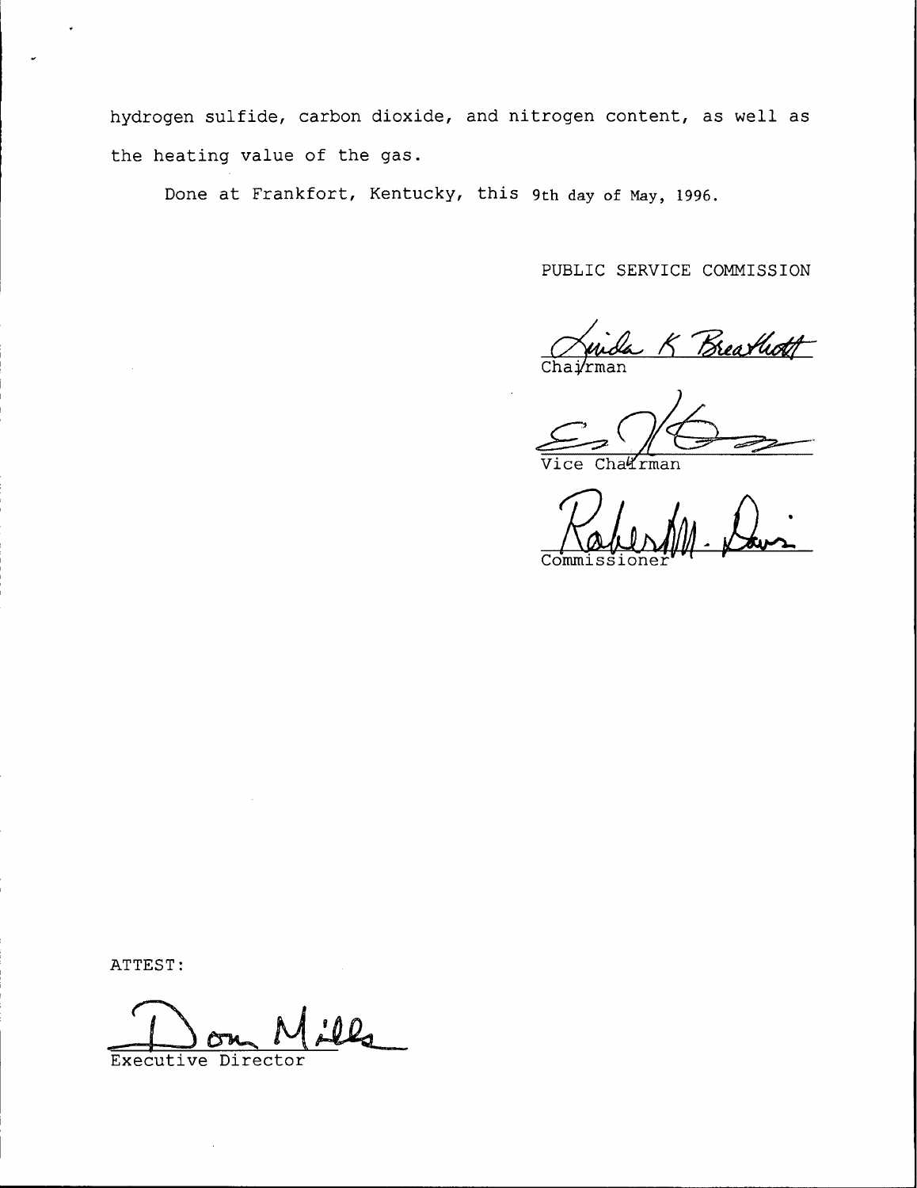hydrogen sulfide, carbon dioxide, and nitrogen content, as well as the heating value of the gas.

Done at Frankfort, Kentucky, this 9th day of May, 1996.

PUBLIC SERVICE COMMISSION

Linda K Breathitt
Chairman

Vice Chairman

Robert M. Davis
Commissioner

ATTEST:

Don Mills
Executive Director